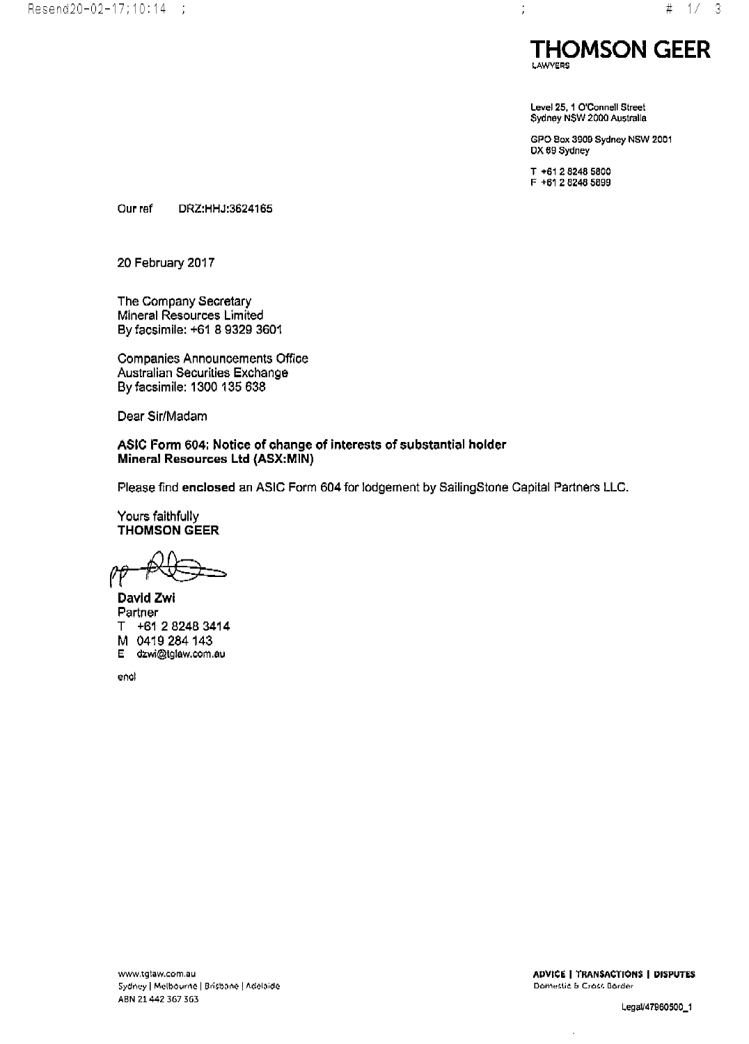**THOMSON GEER**
LAWYERS

Level 25, 1 O'Connell Street
Sydney NSW 2000 Australia

GPO Box 3909 Sydney NSW 2001
DX 69 Sydney

T +61 2 8248 5800
F +61 2 8248 5899

Our ref DRZ:HHJ:3624165

20 February 2017

The Company Secretary
Mineral Resources Limited
By facsimile: +61 8 9329 3601

Companies Announcements Office
Australian Securities Exchange
By facsimile: 1300 135 638

Dear Sir/Madam

**ASIC Form 604: Notice of change of interests of substantial holder**
**Mineral Resources Ltd (ASX:MIN)**

Please find **enclosed** an ASIC Form 604 for lodgement by SailingStone Capital Partners LLC.

Yours faithfully
**THOMSON GEER**

**David Zwi**
Partner
T +61 2 8248 3414
M 0419 284 143
E dzwi@tglaw.com.au

encl

www.tglaw.com.au
Sydney | Melbourne | Brisbane | Adelaide
ABN 21 442 367 363

**ADVICE | TRANSACTIONS | DISPUTES**
Domestic & Cross Border

Legal/47960500_1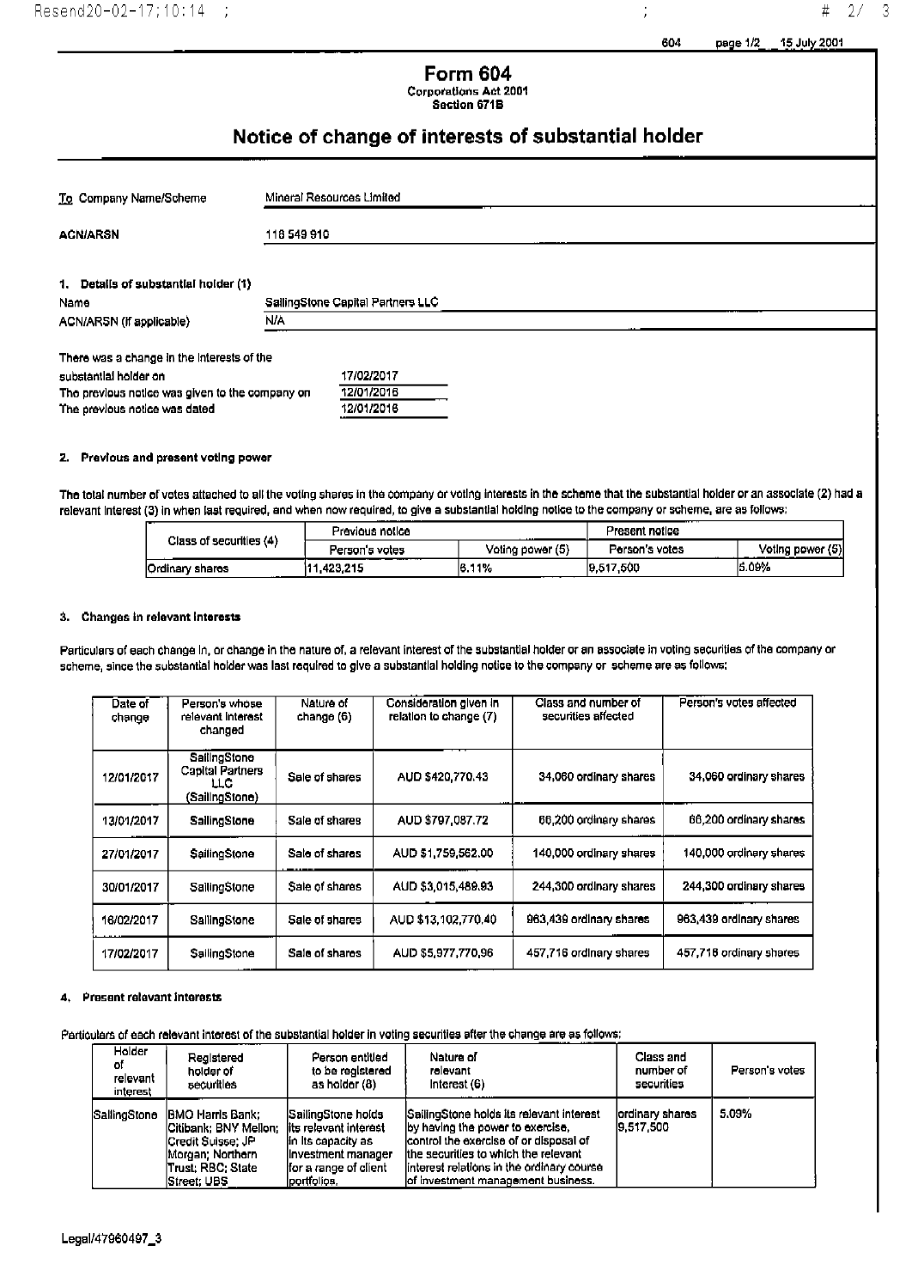# Form 604

**Corporations Act 2001**
**Section 671B**

## Notice of change of interests of substantial holder

| | |
|---|---|
| To Company Name/Scheme | Mineral Resources Limited |
| ACN/ARSN | 118 549 910 |

### 1. Details of substantial holder (1)

| | |
|---|---|
| Name | SailingStone Capital Partners LLC |
| ACN/ARSN (if applicable) | N/A |

| | |
|---|---|
| There was a change in the interests of the substantial holder on | 17/02/2017 |
| The previous notice was given to the company on | 12/01/2016 |
| The previous notice was dated | 12/01/2016 |

### 2. Previous and present voting power

The total number of votes attached to all the voting shares in the company or voting interests in the scheme that the substantial holder or an associate (2) had a relevant interest (3) in when last required, and when now required, to give a substantial holding notice to the company or scheme, are as follows:

| Class of securities (4) | Previous notice | | Present notice | |
|---|---|---|---|---|
| | Person's votes | Voting power (5) | Person's votes | Voting power (5) |
| Ordinary shares | 11,423,215 | 6.11% | 9,517,500 | 5.09% |

### 3. Changes in relevant interests

Particulars of each change in, or change in the nature of, a relevant interest of the substantial holder or an associate in voting securities of the company or scheme, since the substantial holder was last required to give a substantial holding notice to the company or scheme are as follows:

| Date of change | Person's whose relevant interest changed | Nature of change (6) | Consideration given in relation to change (7) | Class and number of securities affected | Person's votes affected |
|---|---|---|---|---|---|
| 12/01/2017 | SailingStone Capital Partners LLC (SailingStone) | Sale of shares | AUD $420,770.43 | 34,060 ordinary shares | 34,060 ordinary shares |
| 13/01/2017 | SailingStone | Sale of shares | AUD $797,087.72 | 66,200 ordinary shares | 66,200 ordinary shares |
| 27/01/2017 | SailingStone | Sale of shares | AUD $1,759,562.00 | 140,000 ordinary shares | 140,000 ordinary shares |
| 30/01/2017 | SailingStone | Sale of shares | AUD $3,015,489.93 | 244,300 ordinary shares | 244,300 ordinary shares |
| 16/02/2017 | SailingStone | Sale of shares | AUD $13,102,770.40 | 963,439 ordinary shares | 963,439 ordinary shares |
| 17/02/2017 | SailingStone | Sale of shares | AUD $5,977,770.96 | 457,716 ordinary shares | 457,716 ordinary shares |

### 4. Present relevant interests

Particulars of each relevant interest of the substantial holder in voting securities after the change are as follows:

| Holder of relevant interest | Registered holder of securities | Person entitled to be registered as holder (8) | Nature of relevant interest (6) | Class and number of securities | Person's votes |
|---|---|---|---|---|---|
| SailingStone | BMO Harris Bank; Citibank; BNY Mellon; Credit Suisse; JP Morgan; Northern Trust; RBC; State Street; UBS | SailingStone holds its relevant interest in its capacity as investment manager for a range of client portfolios. | SailingStone holds its relevant interest by having the power to exercise, control the exercise of or disposal of the securities to which the relevant interest relations in the ordinary course of investment management business. | ordinary shares 9,517,500 | 5.09% |

Legal/47960497_3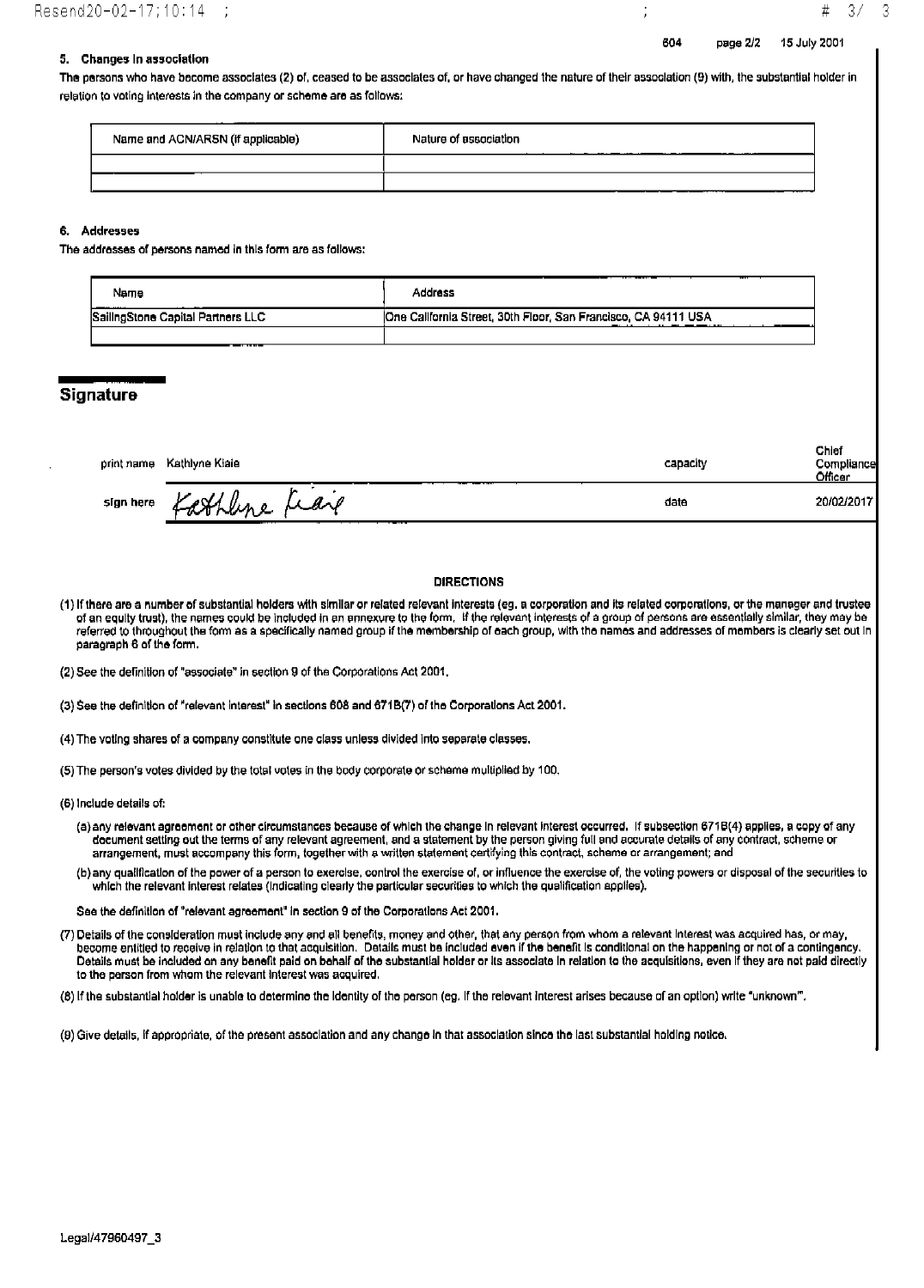## 5. Changes in association

The persons who have become associates (2) of, ceased to be associates of, or have changed the nature of their association (9) with, the substantial holder in relation to voting interests in the company or scheme are as follows:

| Name and ACN/ARSN (if applicable) | Nature of association |
|---|---|
| | |
| | |

## 6. Addresses

The addresses of persons named in this form are as follows:

| Name | Address |
|---|---|
| SailingStone Capital Partners LLC | One California Street, 30th Floor, San Francisco, CA 94111 USA |
| | |

## Signature

| | | | |
|---|---|---|---|
| print name | Kathlyne Kiaie | capacity | Chief Compliance Officer |
| sign here | Kathlyne Kiaie | date | 20/02/2017 |

### DIRECTIONS

(1) If there are a number of substantial holders with similar or related relevant interests (eg. a corporation and its related corporations, or the manager and trustee of an equity trust), the names could be included in an annexure to the form. If the relevant interests of a group of persons are essentially similar, they may be referred to throughout the form as a specifically named group if the membership of each group, with the names and addresses of members is clearly set out in paragraph 6 of the form.

(2) See the definition of "associate" in section 9 of the Corporations Act 2001.

(3) See the definition of "relevant interest" in sections 608 and 671B(7) of the Corporations Act 2001.

(4) The voting shares of a company constitute one class unless divided into separate classes.

(5) The person's votes divided by the total votes in the body corporate or scheme multiplied by 100.

(6) Include details of:

(a) any relevant agreement or other circumstances because of which the change in relevant interest occurred. If subsection 671B(4) applies, a copy of any document setting out the terms of any relevant agreement, and a statement by the person giving full and accurate details of any contract, scheme or arrangement, must accompany this form, together with a written statement certifying this contract, scheme or arrangement; and

(b) any qualification of the power of a person to exercise, control the exercise of, or influence the exercise of, the voting powers or disposal of the securities to which the relevant interest relates (indicating clearly the particular securities to which the qualification applies).

See the definition of "relevant agreement" in section 9 of the Corporations Act 2001.

(7) Details of the consideration must include any and all benefits, money and other, that any person from whom a relevant interest was acquired has, or may, become entitled to receive in relation to that acquisition. Details must be included even if the benefit is conditional on the happening or not of a contingency. Details must be included on any benefit paid on behalf of the substantial holder or its associate in relation to the acquisitions, even if they are not paid directly to the person from whom the relevant interest was acquired.

(8) If the substantial holder is unable to determine the identity of the person (eg. if the relevant interest arises because of an option) write "unknown".

(9) Give details, if appropriate, of the present association and any change in that association since the last substantial holding notice.

Legal/47960497_3